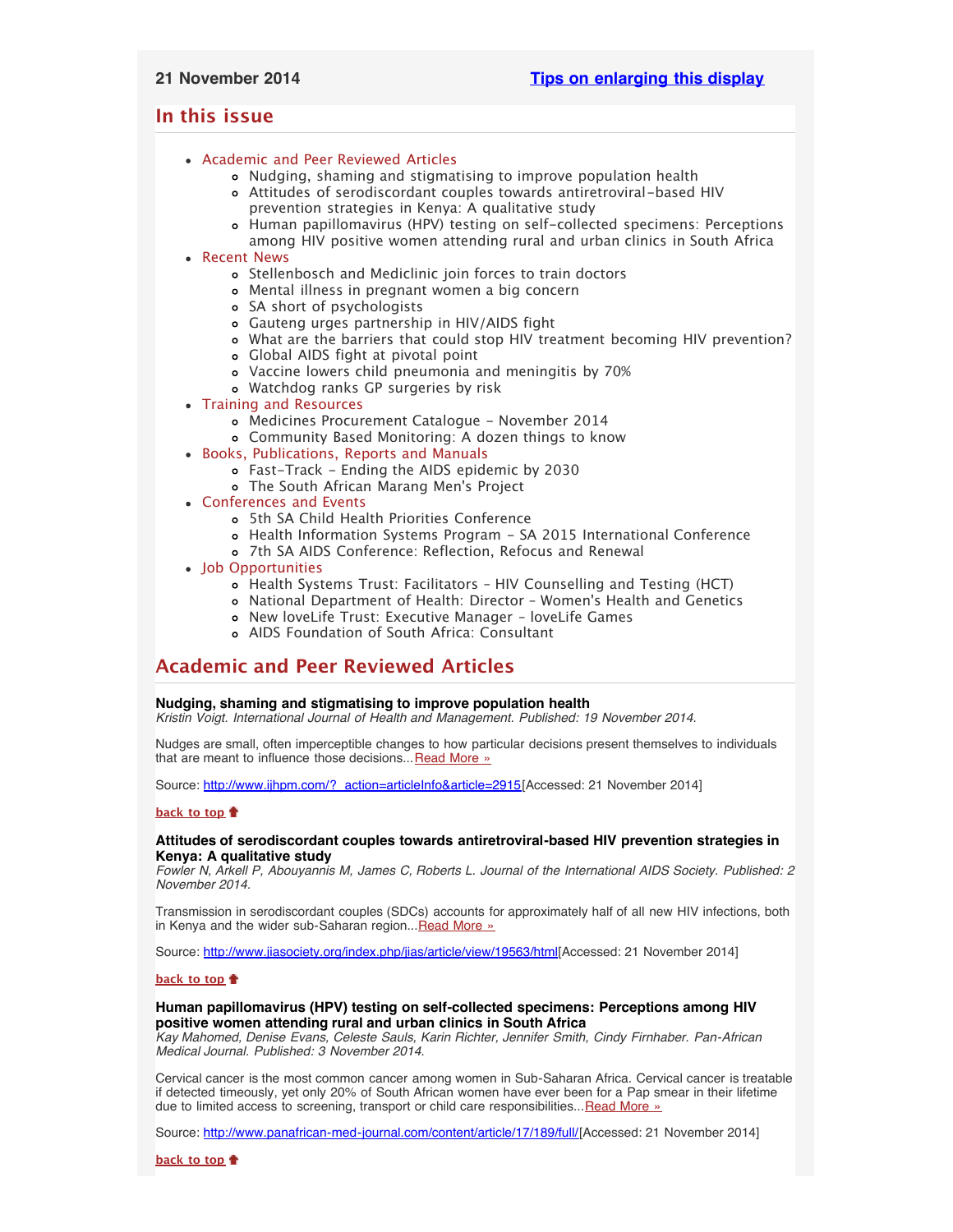**21 November 2014** [Tips on enlarging this display]

## In this issue

- Academic and Peer Reviewed Articles
  - Nudging, shaming and stigmatising to improve population health
  - Attitudes of serodiscordant couples towards antiretroviral-based HIV prevention strategies in Kenya: A qualitative study
  - Human papillomavirus (HPV) testing on self-collected specimens: Perceptions among HIV positive women attending rural and urban clinics in South Africa
- Recent News
  - Stellenbosch and Mediclinic join forces to train doctors
  - Mental illness in pregnant women a big concern
  - SA short of psychologists
  - Gauteng urges partnership in HIV/AIDS fight
  - What are the barriers that could stop HIV treatment becoming HIV prevention?
  - Global AIDS fight at pivotal point
  - Vaccine lowers child pneumonia and meningitis by 70%
  - Watchdog ranks GP surgeries by risk
- Training and Resources
  - Medicines Procurement Catalogue - November 2014
  - Community Based Monitoring: A dozen things to know
- Books, Publications, Reports and Manuals
  - Fast-Track - Ending the AIDS epidemic by 2030
  - The South African Marang Men's Project
- Conferences and Events
  - 5th SA Child Health Priorities Conference
  - Health Information Systems Program - SA 2015 International Conference
  - 7th SA AIDS Conference: Reflection, Refocus and Renewal
- Job Opportunities
  - Health Systems Trust: Facilitators - HIV Counselling and Testing (HCT)
  - National Department of Health: Director - Women's Health and Genetics
  - New loveLife Trust: Executive Manager - loveLife Games
  - AIDS Foundation of South Africa: Consultant

## Academic and Peer Reviewed Articles

**Nudging, shaming and stigmatising to improve population health**
*Kristin Voigt. International Journal of Health and Management. Published: 19 November 2014.*

Nudges are small, often imperceptible changes to how particular decisions present themselves to individuals that are meant to influence those decisions...Read More »

Source: http://www.ijhpm.com/?_action=articleInfo&article=2915[Accessed: 21 November 2014]

**back to top**

**Attitudes of serodiscordant couples towards antiretroviral-based HIV prevention strategies in Kenya: A qualitative study**
*Fowler N, Arkell P, Abouyannis M, James C, Roberts L. Journal of the International AIDS Society. Published: 2 November 2014.*

Transmission in serodiscordant couples (SDCs) accounts for approximately half of all new HIV infections, both in Kenya and the wider sub-Saharan region...Read More »

Source: http://www.jiasociety.org/index.php/jias/article/view/19563/html[Accessed: 21 November 2014]

**back to top**

**Human papillomavirus (HPV) testing on self-collected specimens: Perceptions among HIV positive women attending rural and urban clinics in South Africa**
*Kay Mahomed, Denise Evans, Celeste Sauls, Karin Richter, Jennifer Smith, Cindy Firnhaber. Pan-African Medical Journal. Published: 3 November 2014.*

Cervical cancer is the most common cancer among women in Sub-Saharan Africa. Cervical cancer is treatable if detected timeously, yet only 20% of South African women have ever been for a Pap smear in their lifetime due to limited access to screening, transport or child care responsibilities...Read More »

Source: http://www.panafrican-med-journal.com/content/article/17/189/full/[Accessed: 21 November 2014]

**back to top**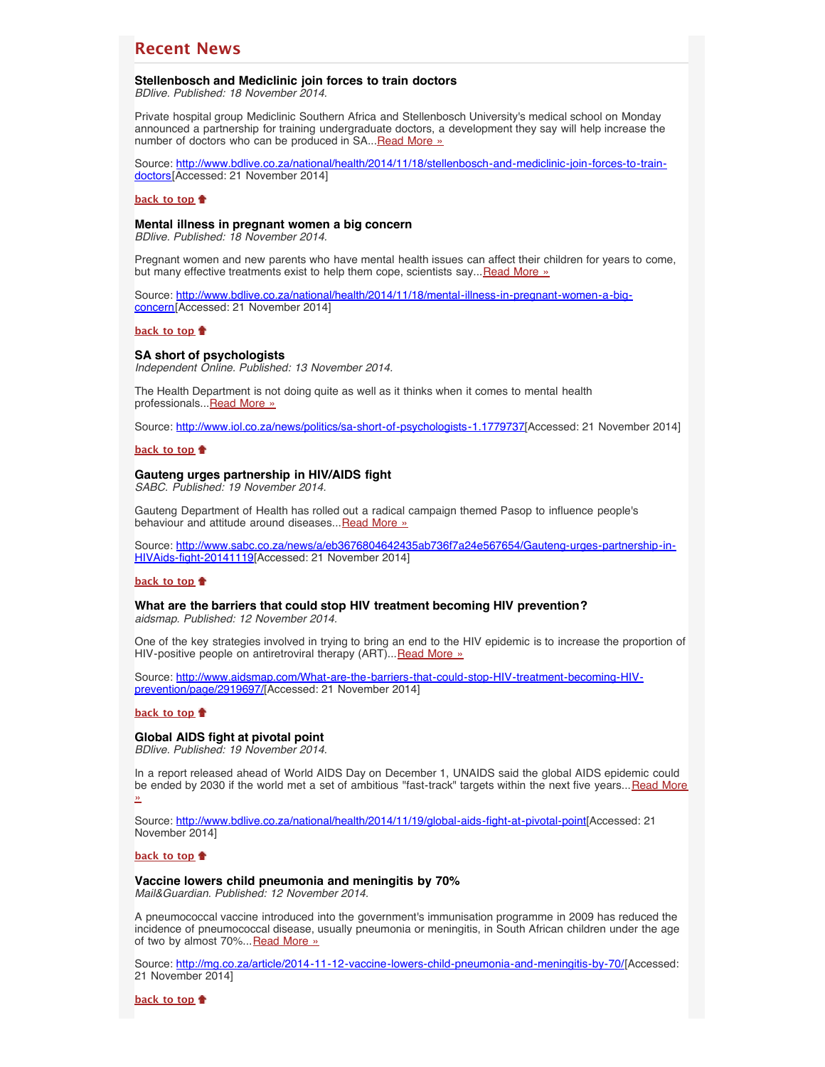## Recent News

### Stellenbosch and Mediclinic join forces to train doctors

*BDlive. Published: 18 November 2014.*

Private hospital group Mediclinic Southern Africa and Stellenbosch University's medical school on Monday announced a partnership for training undergraduate doctors, a development they say will help increase the number of doctors who can be produced in SA...Read More »

Source: http://www.bdlive.co.za/national/health/2014/11/18/stellenbosch-and-mediclinic-join-forces-to-train-doctors[Accessed: 21 November 2014]

**back to top**

### Mental illness in pregnant women a big concern

*BDlive. Published: 18 November 2014.*

Pregnant women and new parents who have mental health issues can affect their children for years to come, but many effective treatments exist to help them cope, scientists say...Read More »

Source: http://www.bdlive.co.za/national/health/2014/11/18/mental-illness-in-pregnant-women-a-big-concern[Accessed: 21 November 2014]

**back to top**

### SA short of psychologists

*Independent Online. Published: 13 November 2014.*

The Health Department is not doing quite as well as it thinks when it comes to mental health professionals...Read More »

Source: http://www.iol.co.za/news/politics/sa-short-of-psychologists-1.1779737[Accessed: 21 November 2014]

**back to top**

### Gauteng urges partnership in HIV/AIDS fight

*SABC. Published: 19 November 2014.*

Gauteng Department of Health has rolled out a radical campaign themed Pasop to influence people's behaviour and attitude around diseases...Read More »

Source: http://www.sabc.co.za/news/a/eb3676804642435ab736f7a24e567654/Gauteng-urges-partnership-in-HIVAids-fight-20141119[Accessed: 21 November 2014]

**back to top**

### What are the barriers that could stop HIV treatment becoming HIV prevention?

*aidsmap. Published: 12 November 2014.*

One of the key strategies involved in trying to bring an end to the HIV epidemic is to increase the proportion of HIV-positive people on antiretroviral therapy (ART)...Read More »

Source: http://www.aidsmap.com/What-are-the-barriers-that-could-stop-HIV-treatment-becoming-HIV-prevention/page/2919697/[Accessed: 21 November 2014]

**back to top**

### Global AIDS fight at pivotal point

*BDlive. Published: 19 November 2014.*

In a report released ahead of World AIDS Day on December 1, UNAIDS said the global AIDS epidemic could be ended by 2030 if the world met a set of ambitious "fast-track" targets within the next five years...Read More »

Source: http://www.bdlive.co.za/national/health/2014/11/19/global-aids-fight-at-pivotal-point[Accessed: 21 November 2014]

**back to top**

### Vaccine lowers child pneumonia and meningitis by 70%

*Mail&Guardian. Published: 12 November 2014.*

A pneumococcal vaccine introduced into the government's immunisation programme in 2009 has reduced the incidence of pneumococcal disease, usually pneumonia or meningitis, in South African children under the age of two by almost 70%...Read More »

Source: http://mg.co.za/article/2014-11-12-vaccine-lowers-child-pneumonia-and-meningitis-by-70/[Accessed: 21 November 2014]

**back to top**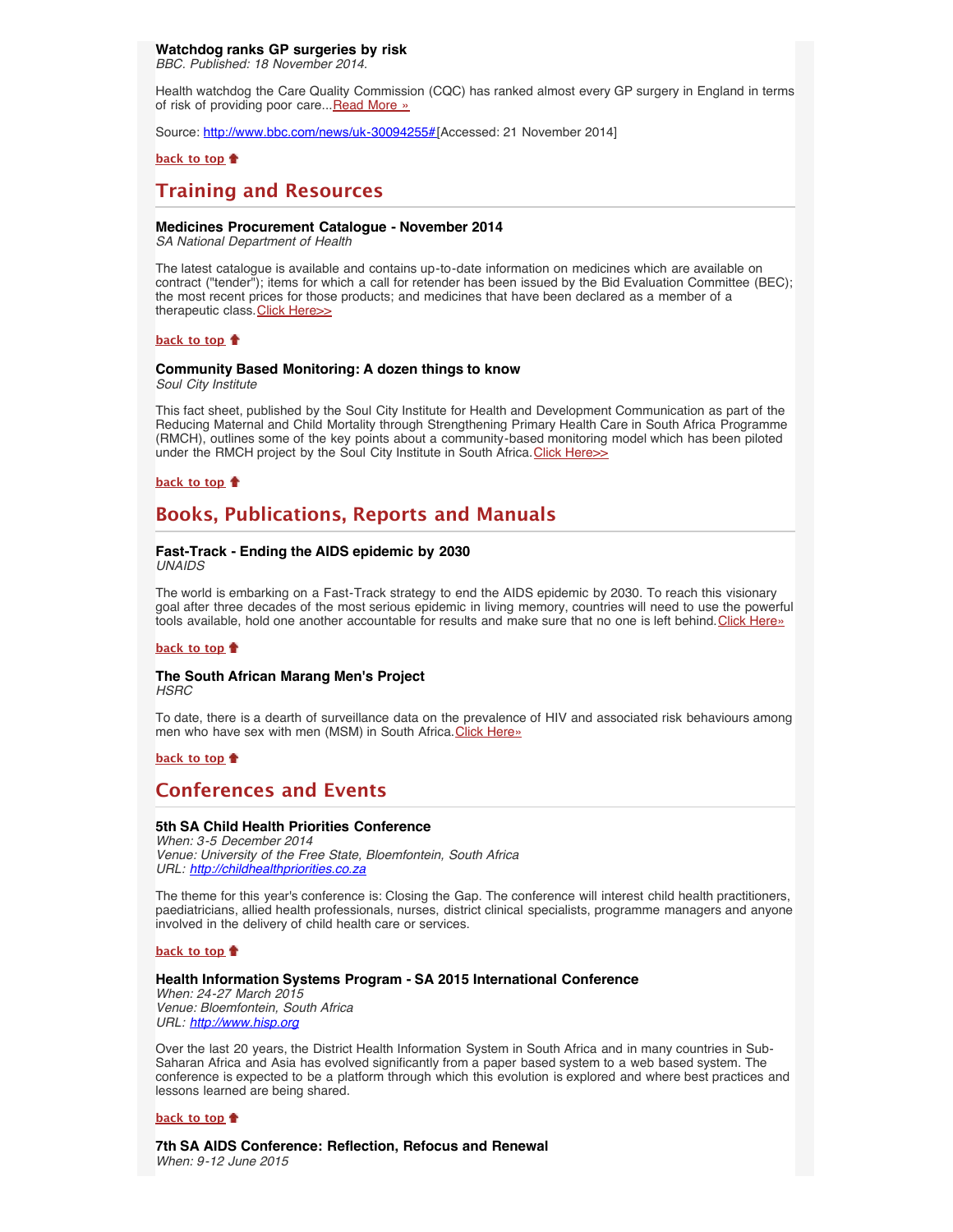**Watchdog ranks GP surgeries by risk**
*BBC. Published: 18 November 2014.*

Health watchdog the Care Quality Commission (CQC) has ranked almost every GP surgery in England in terms of risk of providing poor care...Read More »

Source: http://www.bbc.com/news/uk-30094255#[Accessed: 21 November 2014]

back to top

## Training and Resources

**Medicines Procurement Catalogue - November 2014**
*SA National Department of Health*

The latest catalogue is available and contains up-to-date information on medicines which are available on contract ("tender"); items for which a call for retender has been issued by the Bid Evaluation Committee (BEC); the most recent prices for those products; and medicines that have been declared as a member of a therapeutic class.Click Here>>

back to top

**Community Based Monitoring: A dozen things to know**
*Soul City Institute*

This fact sheet, published by the Soul City Institute for Health and Development Communication as part of the Reducing Maternal and Child Mortality through Strengthening Primary Health Care in South Africa Programme (RMCH), outlines some of the key points about a community-based monitoring model which has been piloted under the RMCH project by the Soul City Institute in South Africa.Click Here>>

back to top

## Books, Publications, Reports and Manuals

**Fast-Track - Ending the AIDS epidemic by 2030**
*UNAIDS*

The world is embarking on a Fast-Track strategy to end the AIDS epidemic by 2030. To reach this visionary goal after three decades of the most serious epidemic in living memory, countries will need to use the powerful tools available, hold one another accountable for results and make sure that no one is left behind.Click Here»

back to top

**The South African Marang Men's Project**
*HSRC*

To date, there is a dearth of surveillance data on the prevalence of HIV and associated risk behaviours among men who have sex with men (MSM) in South Africa.Click Here»

back to top

## Conferences and Events

**5th SA Child Health Priorities Conference**
*When: 3-5 December 2014*
*Venue: University of the Free State, Bloemfontein, South Africa*
*URL: http://childhealthpriorities.co.za*

The theme for this year's conference is: Closing the Gap. The conference will interest child health practitioners, paediatricians, allied health professionals, nurses, district clinical specialists, programme managers and anyone involved in the delivery of child health care or services.

back to top

**Health Information Systems Program - SA 2015 International Conference**
*When: 24-27 March 2015*
*Venue: Bloemfontein, South Africa*
*URL: http://www.hisp.org*

Over the last 20 years, the District Health Information System in South Africa and in many countries in Sub-Saharan Africa and Asia has evolved significantly from a paper based system to a web based system. The conference is expected to be a platform through which this evolution is explored and where best practices and lessons learned are being shared.

back to top

**7th SA AIDS Conference: Reflection, Refocus and Renewal**
*When: 9-12 June 2015*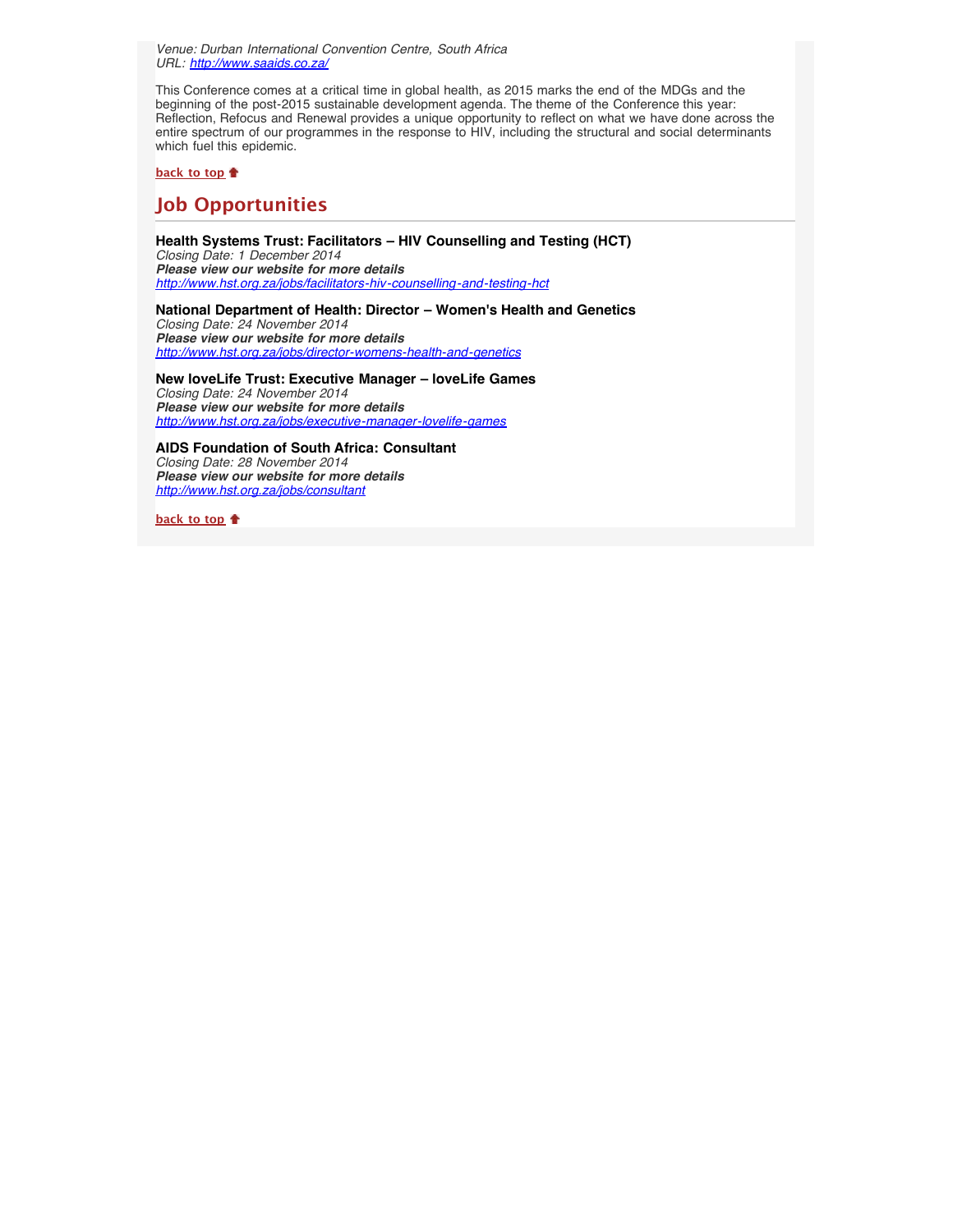*Venue: Durban International Convention Centre, South Africa*
*URL: [http://www.saaids.co.za/](http://www.saaids.co.za/)*

This Conference comes at a critical time in global health, as 2015 marks the end of the MDGs and the beginning of the post-2015 sustainable development agenda. The theme of the Conference this year: Reflection, Refocus and Renewal provides a unique opportunity to reflect on what we have done across the entire spectrum of our programmes in the response to HIV, including the structural and social determinants which fuel this epidemic.

**back to top**

## Job Opportunities

**Health Systems Trust: Facilitators – HIV Counselling and Testing (HCT)**
*Closing Date: 1 December 2014*
***Please view our website for more details***
*[http://www.hst.org.za/jobs/facilitators-hiv-counselling-and-testing-hct](http://www.hst.org.za/jobs/facilitators-hiv-counselling-and-testing-hct)*

**National Department of Health: Director – Women's Health and Genetics**
*Closing Date: 24 November 2014*
***Please view our website for more details***
*[http://www.hst.org.za/jobs/director-womens-health-and-genetics](http://www.hst.org.za/jobs/director-womens-health-and-genetics)*

**New loveLife Trust: Executive Manager – loveLife Games**
*Closing Date: 24 November 2014*
***Please view our website for more details***
*[http://www.hst.org.za/jobs/executive-manager-lovelife-games](http://www.hst.org.za/jobs/executive-manager-lovelife-games)*

**AIDS Foundation of South Africa: Consultant**
*Closing Date: 28 November 2014*
***Please view our website for more details***
*[http://www.hst.org.za/jobs/consultant](http://www.hst.org.za/jobs/consultant)*

**back to top**